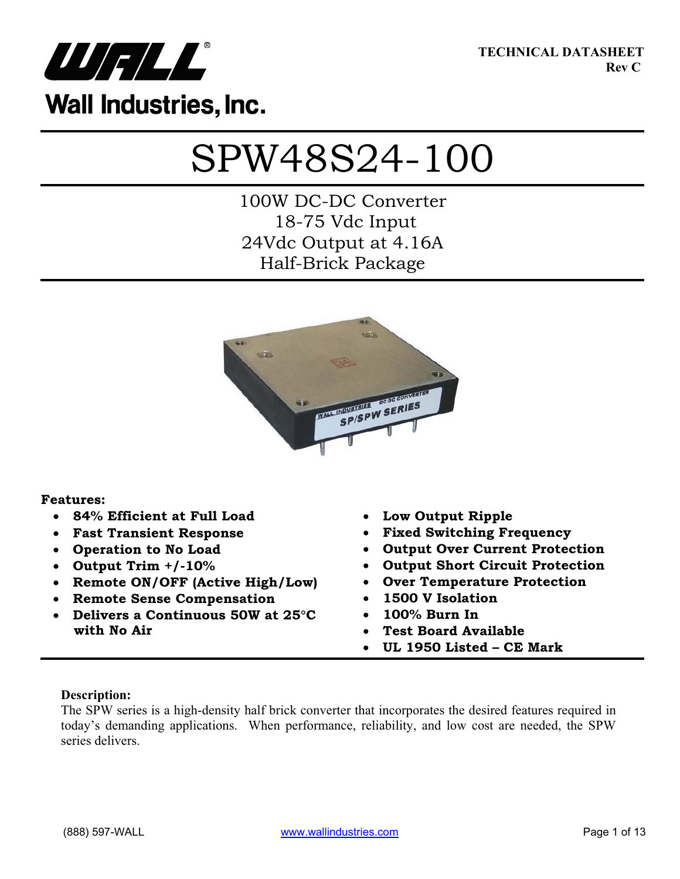**TECHNICAL DATASHEET**
**Rev C**

Wall Industries, Inc.

# SPW48S24-100

100W DC-DC Converter
18-75 Vdc Input
24Vdc Output at 4.16A
Half-Brick Package

**Features:**

- **84% Efficient at Full Load**
- **Fast Transient Response**
- **Operation to No Load**
- **Output Trim +/-10%**
- **Remote ON/OFF (Active High/Low)**
- **Remote Sense Compensation**
- **Delivers a Continuous 50W at 25°C with No Air**
- **Low Output Ripple**
- **Fixed Switching Frequency**
- **Output Over Current Protection**
- **Output Short Circuit Protection**
- **Over Temperature Protection**
- **1500 V Isolation**
- **100% Burn In**
- **Test Board Available**
- **UL 1950 Listed – CE Mark**

**Description:**

The SPW series is a high-density half brick converter that incorporates the desired features required in today's demanding applications. When performance, reliability, and low cost are needed, the SPW series delivers.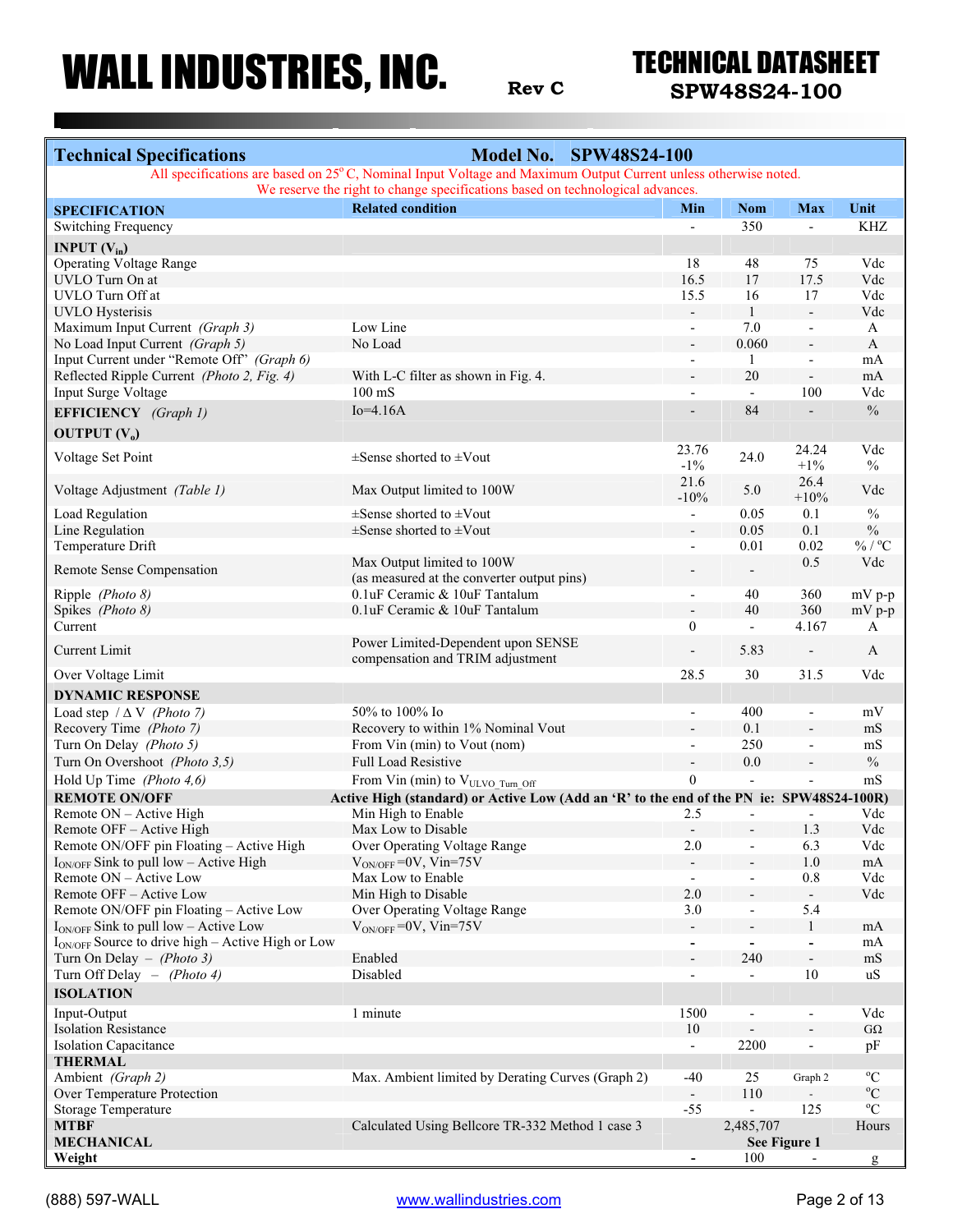# WALL INDUSTRIES, INC.

**Rev C**

## TECHNICAL DATASHEET
**SPW48S24-100**

| **Technical Specifications** | **Model No. SPW48S24-100** | | | | |
|---|---|---|---|---|---|
| All specifications are based on 25° C, Nominal Input Voltage and Maximum Output Current unless otherwise noted. We reserve the right to change specifications based on technological advances. | | | | | |
| **SPECIFICATION** | **Related condition** | **Min** | **Nom** | **Max** | **Unit** |
| Switching Frequency | | - | 350 | - | KHZ |
| **INPUT ($V_{in}$)** | | | | | |
| Operating Voltage Range | | 18 | 48 | 75 | Vdc |
| UVLO Turn On at | | 16.5 | 17 | 17.5 | Vdc |
| UVLO Turn Off at | | 15.5 | 16 | 17 | Vdc |
| UVLO Hysterisis | | - | 1 | - | Vdc |
| Maximum Input Current *(Graph 3)* | Low Line | - | 7.0 | - | A |
| No Load Input Current *(Graph 5)* | No Load | - | 0.060 | - | A |
| Input Current under "Remote Off" *(Graph 6)* | | - | 1 | - | mA |
| Reflected Ripple Current *(Photo 2, Fig. 4)* | With L-C filter as shown in Fig. 4. | - | 20 | - | mA |
| Input Surge Voltage | 100 mS | - | - | 100 | Vdc |
| **EFFICIENCY** *(Graph 1)* | Io=4.16A | - | 84 | - | % |
| **OUTPUT ($V_o$)** | | | | | |
| Voltage Set Point | ±Sense shorted to ±Vout | 23.76 -1% | 24.0 | 24.24 +1% | Vdc % |
| Voltage Adjustment *(Table 1)* | Max Output limited to 100W | 21.6 -10% | 5.0 | 26.4 +10% | Vdc |
| Load Regulation | ±Sense shorted to ±Vout | - | 0.05 | 0.1 | % |
| Line Regulation | ±Sense shorted to ±Vout | - | 0.05 | 0.1 | % |
| Temperature Drift | | - | 0.01 | 0.02 | % / °C |
| Remote Sense Compensation | Max Output limited to 100W (as measured at the converter output pins) | - | - | 0.5 | Vdc |
| Ripple *(Photo 8)* | 0.1uF Ceramic & 10uF Tantalum | - | 40 | 360 | mV p-p |
| Spikes *(Photo 8)* | 0.1uF Ceramic & 10uF Tantalum | - | 40 | 360 | mV p-p |
| Current | | 0 | - | 4.167 | A |
| Current Limit | Power Limited-Dependent upon SENSE compensation and TRIM adjustment | - | 5.83 | - | A |
| Over Voltage Limit | | 28.5 | 30 | 31.5 | Vdc |
| **DYNAMIC RESPONSE** | | | | | |
| Load step / Δ V *(Photo 7)* | 50% to 100% Io | - | 400 | - | mV |
| Recovery Time *(Photo 7)* | Recovery to within 1% Nominal Vout | - | 0.1 | - | mS |
| Turn On Delay *(Photo 5)* | From Vin (min) to Vout (nom) | - | 250 | - | mS |
| Turn On Overshoot *(Photo 3,5)* | Full Load Resistive | - | 0.0 | - | % |
| Hold Up Time *(Photo 4,6)* | From Vin (min) to $V_{ULVO\_Turn\_Off}$ | 0 | - | - | mS |
| **REMOTE ON/OFF** | **Active High (standard) or Active Low (Add an 'R' to the end of the PN ie: SPW48S24-100R)** | | | | |
| Remote ON – Active High | Min High to Enable | 2.5 | - | - | Vdc |
| Remote OFF – Active High | Max Low to Disable | - | - | 1.3 | Vdc |
| Remote ON/OFF pin Floating – Active High | Over Operating Voltage Range | 2.0 | - | 6.3 | Vdc |
| $I_{ON/OFF}$ Sink to pull low – Active High | $V_{ON/OFF}$=0V, Vin=75V | - | - | 1.0 | mA |
| Remote ON – Active Low | Max Low to Enable | - | - | 0.8 | Vdc |
| Remote OFF – Active Low | Min High to Disable | 2.0 | - | - | Vdc |
| Remote ON/OFF pin Floating – Active Low | Over Operating Voltage Range | 3.0 | - | 5.4 | |
| $I_{ON/OFF}$ Sink to pull low – Active Low | $V_{ON/OFF}$=0V, Vin=75V | - | - | 1 | mA |
| $I_{ON/OFF}$ Source to drive high – Active High or Low | | - | - | - | mA |
| Turn On Delay – *(Photo 3)* | Enabled | - | 240 | - | mS |
| Turn Off Delay – *(Photo 4)* | Disabled | - | - | 10 | uS |
| **ISOLATION** | | | | | |
| Input-Output | 1 minute | 1500 | - | - | Vdc |
| Isolation Resistance | | 10 | - | - | GΩ |
| Isolation Capacitance | | - | 2200 | - | pF |
| **THERMAL** | | | | | |
| Ambient *(Graph 2)* | Max. Ambient limited by Derating Curves (Graph 2) | -40 | 25 | Graph 2 | °C |
| Over Temperature Protection | | - | 110 | - | °C |
| Storage Temperature | | -55 | - | 125 | °C |
| **MTBF** | Calculated Using Bellcore TR-332 Method 1 case 3 | | 2,485,707 | | Hours |
| **MECHANICAL** | | | **See Figure 1** | | |
| **Weight** | | - | 100 | - | g |

(888) 597-WALL www.wallindustries.com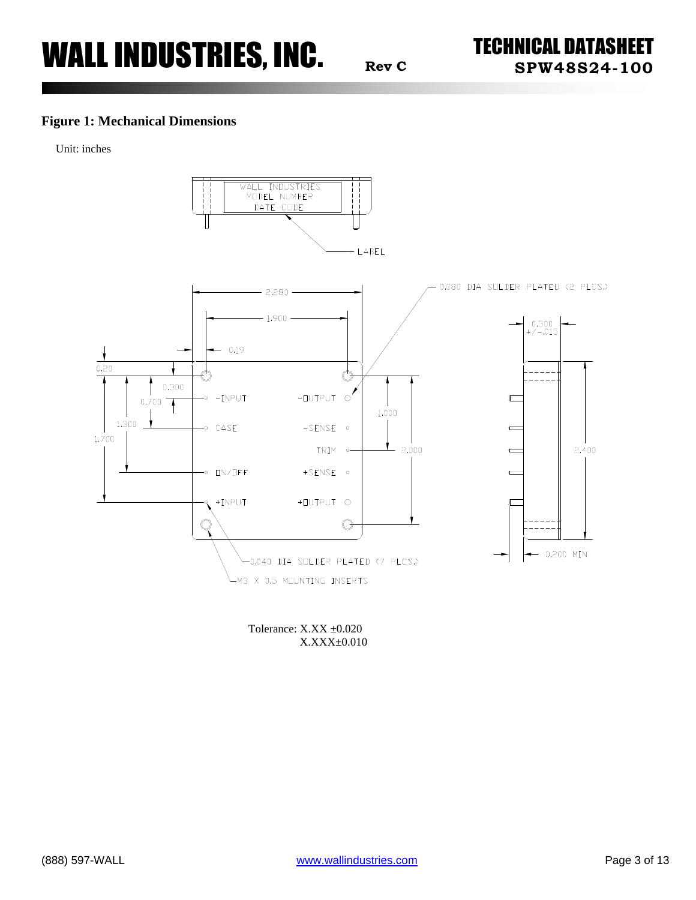## Figure 1: Mechanical Dimensions

Unit: inches

Tolerance: X.XX ±0.020
X.XXX±0.010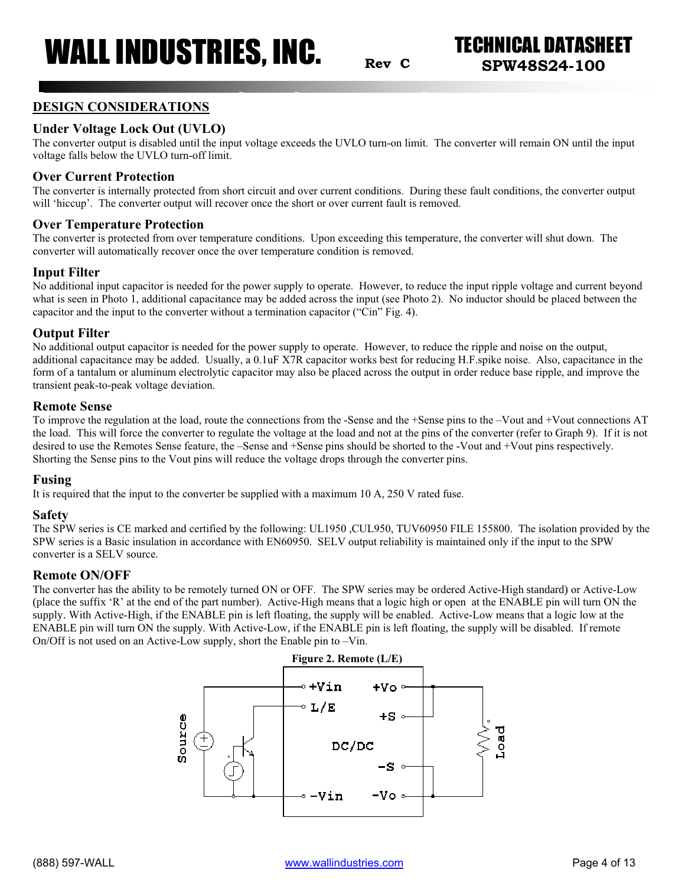## DESIGN CONSIDERATIONS

### Under Voltage Lock Out (UVLO)

The converter output is disabled until the input voltage exceeds the UVLO turn-on limit. The converter will remain ON until the input voltage falls below the UVLO turn-off limit.

### Over Current Protection

The converter is internally protected from short circuit and over current conditions. During these fault conditions, the converter output will 'hiccup'. The converter output will recover once the short or over current fault is removed.

### Over Temperature Protection

The converter is protected from over temperature conditions. Upon exceeding this temperature, the converter will shut down. The converter will automatically recover once the over temperature condition is removed.

### Input Filter

No additional input capacitor is needed for the power supply to operate. However, to reduce the input ripple voltage and current beyond what is seen in Photo 1, additional capacitance may be added across the input (see Photo 2). No inductor should be placed between the capacitor and the input to the converter without a termination capacitor ("Cin" Fig. 4).

### Output Filter

No additional output capacitor is needed for the power supply to operate. However, to reduce the ripple and noise on the output, additional capacitance may be added. Usually, a 0.1uF X7R capacitor works best for reducing H.F.spike noise. Also, capacitance in the form of a tantalum or aluminum electrolytic capacitor may also be placed across the output in order reduce base ripple, and improve the transient peak-to-peak voltage deviation.

### Remote Sense

To improve the regulation at the load, route the connections from the -Sense and the +Sense pins to the –Vout and +Vout connections AT the load. This will force the converter to regulate the voltage at the load and not at the pins of the converter (refer to Graph 9). If it is not desired to use the Remotes Sense feature, the –Sense and +Sense pins should be shorted to the -Vout and +Vout pins respectively. Shorting the Sense pins to the Vout pins will reduce the voltage drops through the converter pins.

### Fusing

It is required that the input to the converter be supplied with a maximum 10 A, 250 V rated fuse.

### Safety

The SPW series is CE marked and certified by the following: UL1950 ,CUL950, TUV60950 FILE 155800. The isolation provided by the SPW series is a Basic insulation in accordance with EN60950. SELV output reliability is maintained only if the input to the SPW converter is a SELV source.

### Remote ON/OFF

The converter has the ability to be remotely turned ON or OFF. The SPW series may be ordered Active-High standard) or Active-Low (place the suffix 'R' at the end of the part number). Active-High means that a logic high or open at the ENABLE pin will turn ON the supply. With Active-High, if the ENABLE pin is left floating, the supply will be enabled. Active-Low means that a logic low at the ENABLE pin will turn ON the supply. With Active-Low, if the ENABLE pin is left floating, the supply will be disabled. If remote On/Off is not used on an Active-Low supply, short the Enable pin to –Vin.

**Figure 2. Remote (L/E)**

Source, +Vin, L/E, -Vin, DC/DC, +Vo, +S, -S, -Vo, Load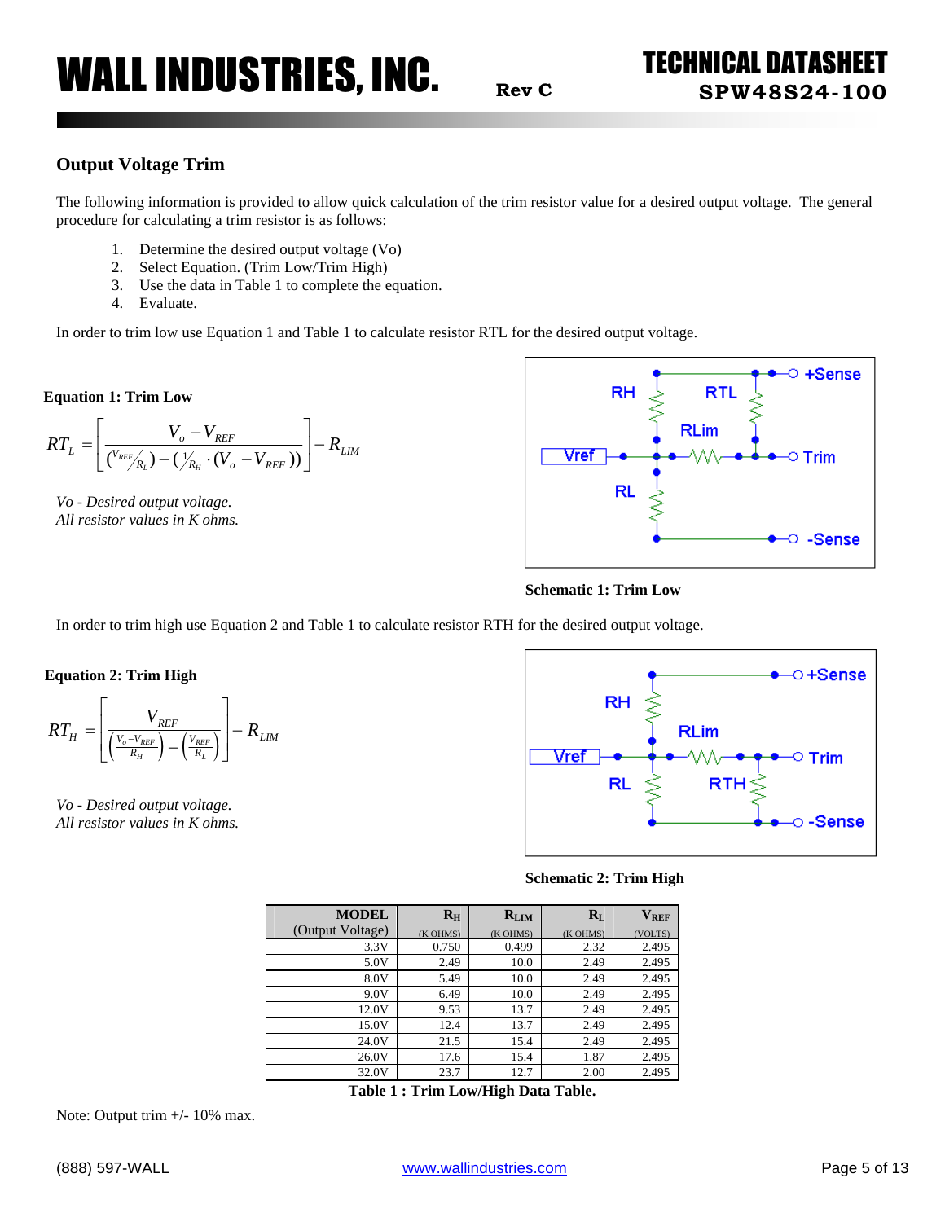## Output Voltage Trim

The following information is provided to allow quick calculation of the trim resistor value for a desired output voltage. The general procedure for calculating a trim resistor is as follows:

1. Determine the desired output voltage (Vo)
2. Select Equation. (Trim Low/Trim High)
3. Use the data in Table 1 to complete the equation.
4. Evaluate.

In order to trim low use Equation 1 and Table 1 to calculate resistor RTL for the desired output voltage.

**Equation 1: Trim Low**

$$RT_L = \left[ \frac{V_o - V_{REF}}{\left( V_{REF}/_{R_L} \right) - \left( 1/_{R_H} \cdot (V_o - V_{REF}) \right)} \right] - R_{LIM}$$

*Vo - Desired output voltage.*
*All resistor values in K ohms.*

**Schematic 1: Trim Low**

In order to trim high use Equation 2 and Table 1 to calculate resistor RTH for the desired output voltage.

**Equation 2: Trim High**

$$RT_H = \left[ \frac{V_{REF}}{\left( \frac{V_o - V_{REF}}{R_H} \right) - \left( \frac{V_{REF}}{R_L} \right)} \right] - R_{LIM}$$

*Vo - Desired output voltage.*
*All resistor values in K ohms.*

**Schematic 2: Trim High**

| MODEL (Output Voltage) | $R_H$ (K OHMS) | $R_{LIM}$ (K OHMS) | $R_L$ (K OHMS) | $V_{REF}$ (VOLTS) |
|---|---|---|---|---|
| 3.3V | 0.750 | 0.499 | 2.32 | 2.495 |
| 5.0V | 2.49 | 10.0 | 2.49 | 2.495 |
| 8.0V | 5.49 | 10.0 | 2.49 | 2.495 |
| 9.0V | 6.49 | 10.0 | 2.49 | 2.495 |
| 12.0V | 9.53 | 13.7 | 2.49 | 2.495 |
| 15.0V | 12.4 | 13.7 | 2.49 | 2.495 |
| 24.0V | 21.5 | 15.4 | 2.49 | 2.495 |
| 26.0V | 17.6 | 15.4 | 1.87 | 2.495 |
| 32.0V | 23.7 | 12.7 | 2.00 | 2.495 |

**Table 1 : Trim Low/High Data Table.**

Note: Output trim +/- 10% max.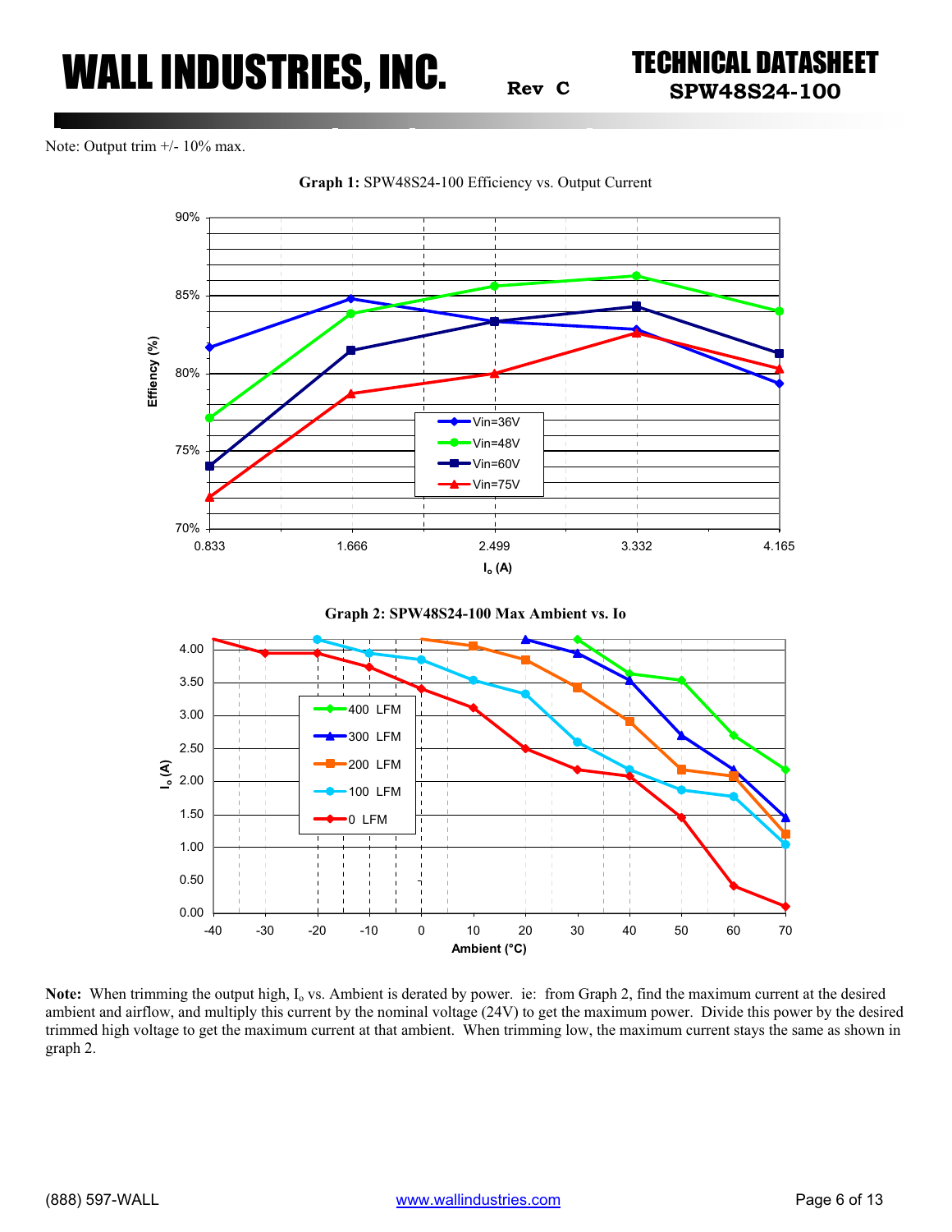Note: Output trim +/- 10% max.

**Graph 1:** SPW48S24-100 Efficiency vs. Output Current

**Graph 2: SPW48S24-100 Max Ambient vs. Io**

**Note:** When trimming the output high, $I_o$ vs. Ambient is derated by power. ie: from Graph 2, find the maximum current at the desired ambient and airflow, and multiply this current by the nominal voltage (24V) to get the maximum power. Divide this power by the desired trimmed high voltage to get the maximum current at that ambient. When trimming low, the maximum current stays the same as shown in graph 2.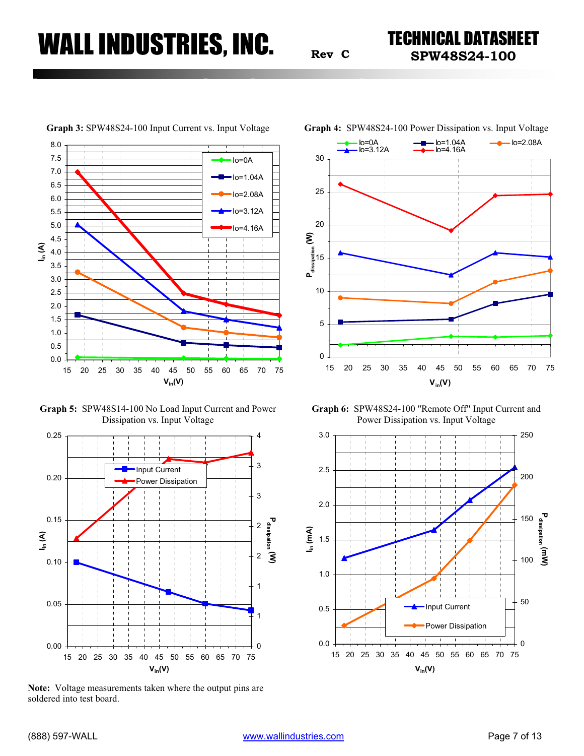**Graph 3:** SPW48S24-100 Input Current vs. Input Voltage

**Graph 4:** SPW48S24-100 Power Dissipation vs. Input Voltage

**Graph 5:** SPW48S14-100 No Load Input Current and Power Dissipation vs. Input Voltage

**Graph 6:** SPW48S24-100 "Remote Off" Input Current and Power Dissipation vs. Input Voltage

**Note:** Voltage measurements taken where the output pins are soldered into test board.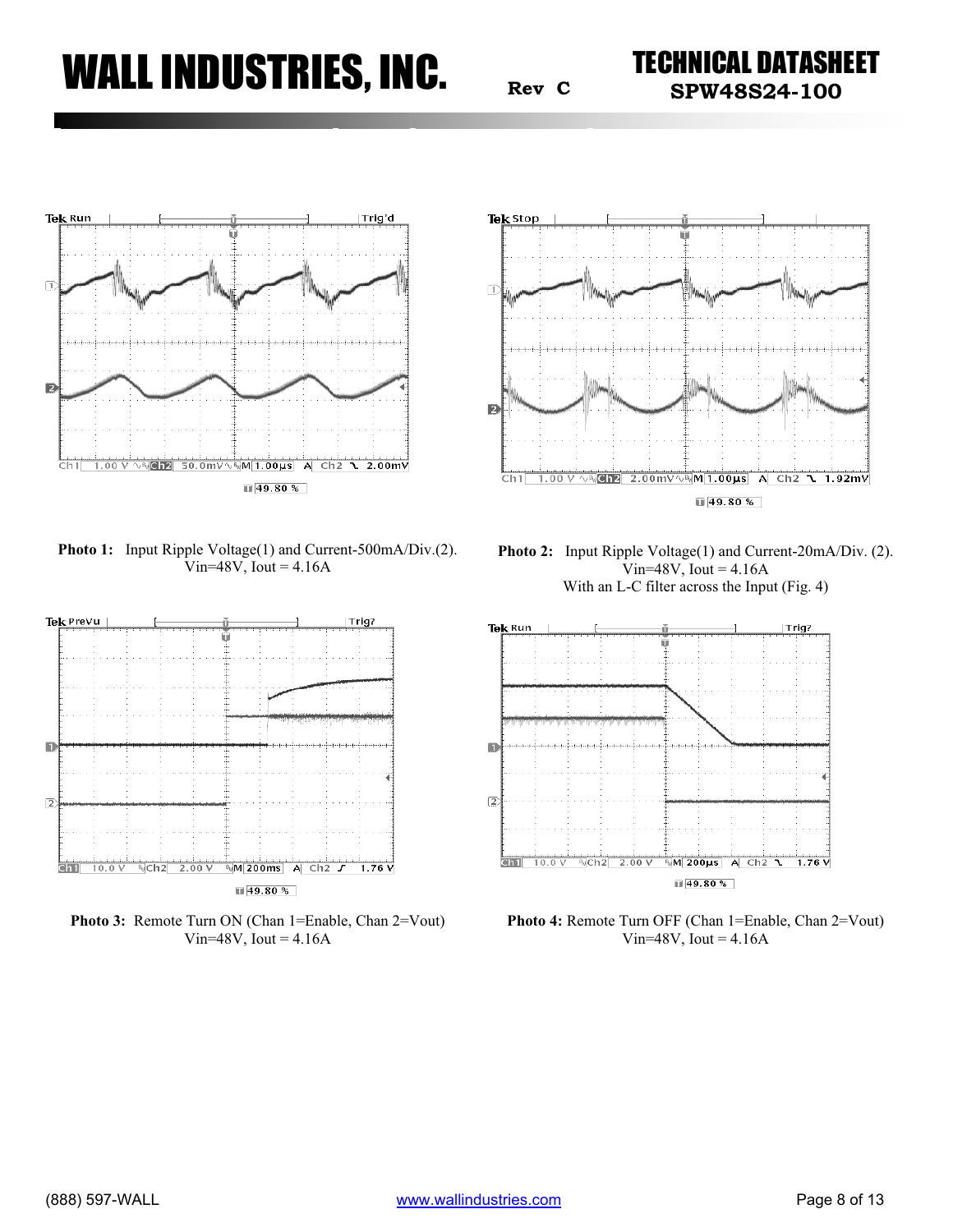**Photo 1:** Input Ripple Voltage(1) and Current-500mA/Div.(2).
Vin=48V, Iout = 4.16A

**Photo 2:** Input Ripple Voltage(1) and Current-20mA/Div. (2).
Vin=48V, Iout = 4.16A
With an L-C filter across the Input (Fig. 4)

**Photo 3:** Remote Turn ON (Chan 1=Enable, Chan 2=Vout)
Vin=48V, Iout = 4.16A

**Photo 4:** Remote Turn OFF (Chan 1=Enable, Chan 2=Vout)
Vin=48V, Iout = 4.16A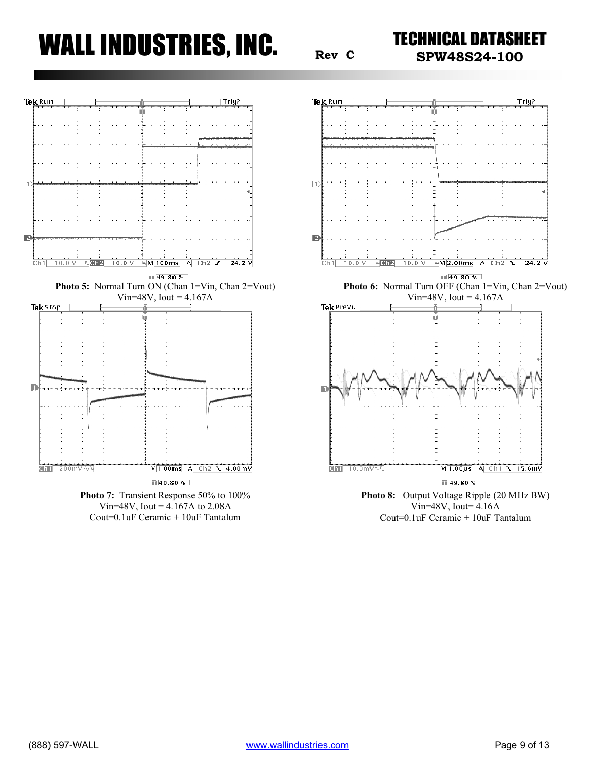**Photo 5:** Normal Turn ON (Chan 1=Vin, Chan 2=Vout)
Vin=48V, Iout = 4.167A

**Photo 6:** Normal Turn OFF (Chan 1=Vin, Chan 2=Vout)
Vin=48V, Iout = 4.167A

**Photo 7:** Transient Response 50% to 100%
Vin=48V, Iout = 4.167A to 2.08A
Cout=0.1uF Ceramic + 10uF Tantalum

**Photo 8:** Output Voltage Ripple (20 MHz BW)
Vin=48V, Iout= 4.16A
Cout=0.1uF Ceramic + 10uF Tantalum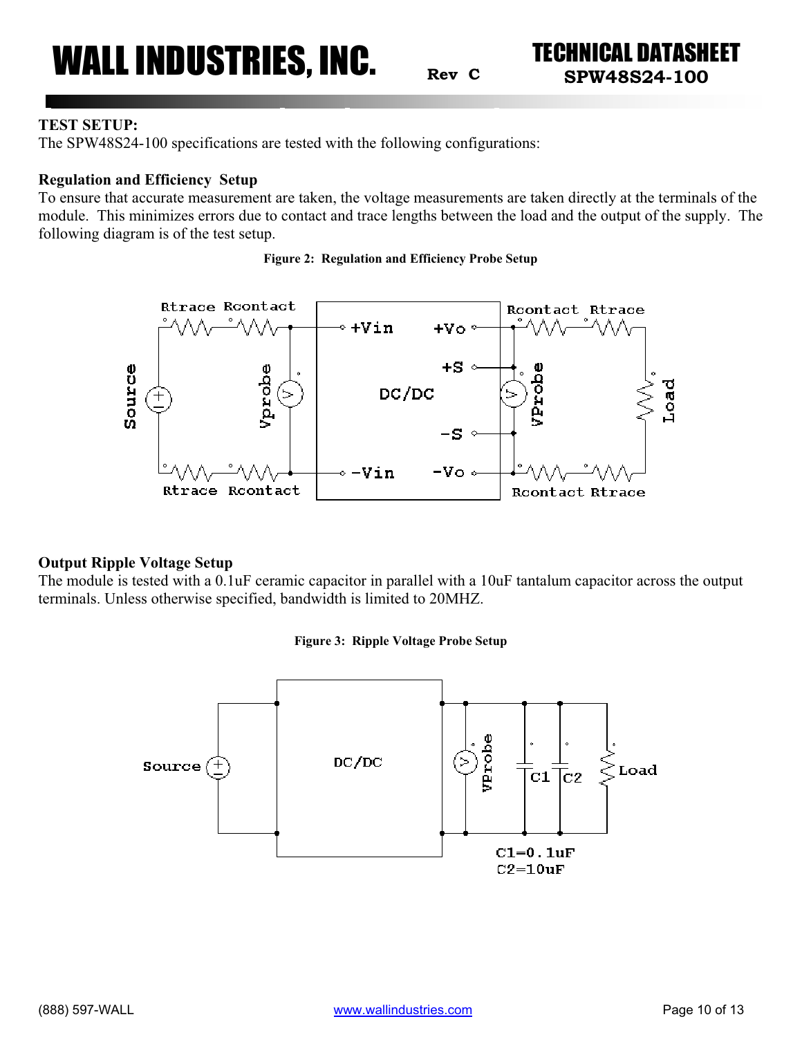## TEST SETUP:

The SPW48S24-100 specifications are tested with the following configurations:

### Regulation and Efficiency Setup

To ensure that accurate measurement are taken, the voltage measurements are taken directly at the terminals of the module. This minimizes errors due to contact and trace lengths between the load and the output of the supply. The following diagram is of the test setup.

**Figure 2: Regulation and Efficiency Probe Setup**

### Output Ripple Voltage Setup

The module is tested with a 0.1uF ceramic capacitor in parallel with a 10uF tantalum capacitor across the output terminals. Unless otherwise specified, bandwidth is limited to 20MHZ.

**Figure 3: Ripple Voltage Probe Setup**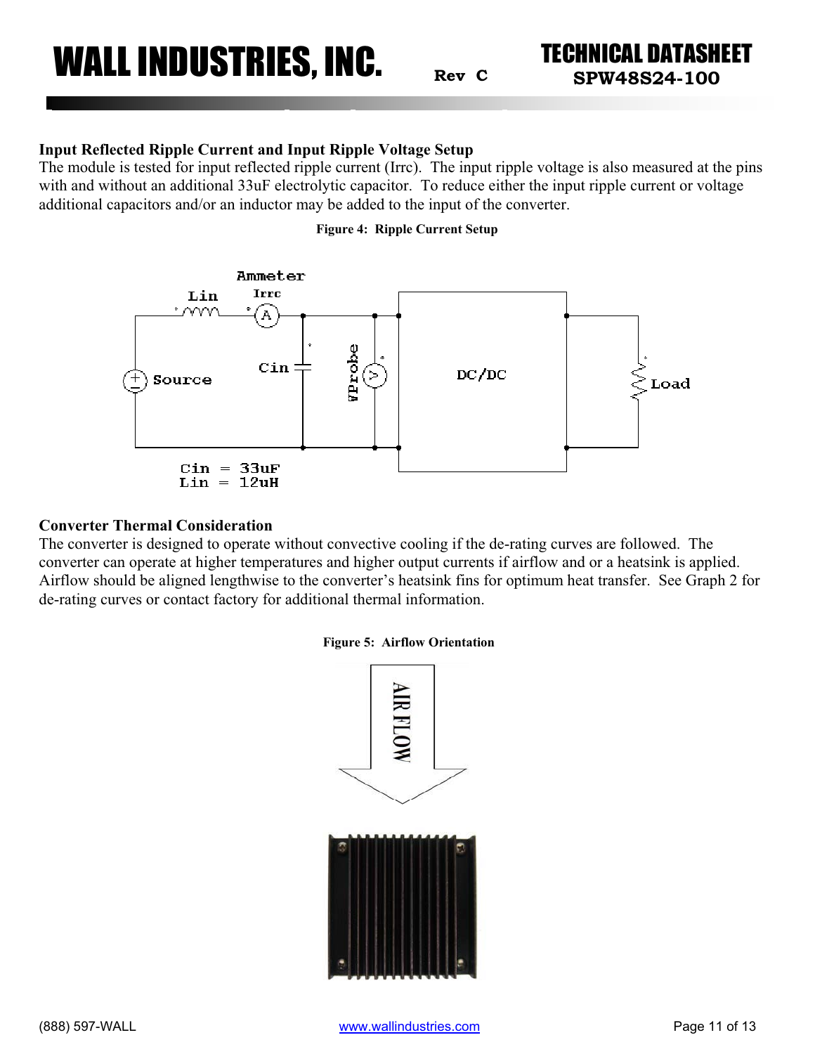## Input Reflected Ripple Current and Input Ripple Voltage Setup

The module is tested for input reflected ripple current (Irrc). The input ripple voltage is also measured at the pins with and without an additional 33uF electrolytic capacitor. To reduce either the input ripple current or voltage additional capacitors and/or an inductor may be added to the input of the converter.

**Figure 4: Ripple Current Setup**

Cin = 33uF
Lin = 12uH

## Converter Thermal Consideration

The converter is designed to operate without convective cooling if the de-rating curves are followed. The converter can operate at higher temperatures and higher output currents if airflow and or a heatsink is applied. Airflow should be aligned lengthwise to the converter's heatsink fins for optimum heat transfer. See Graph 2 for de-rating curves or contact factory for additional thermal information.

**Figure 5: Airflow Orientation**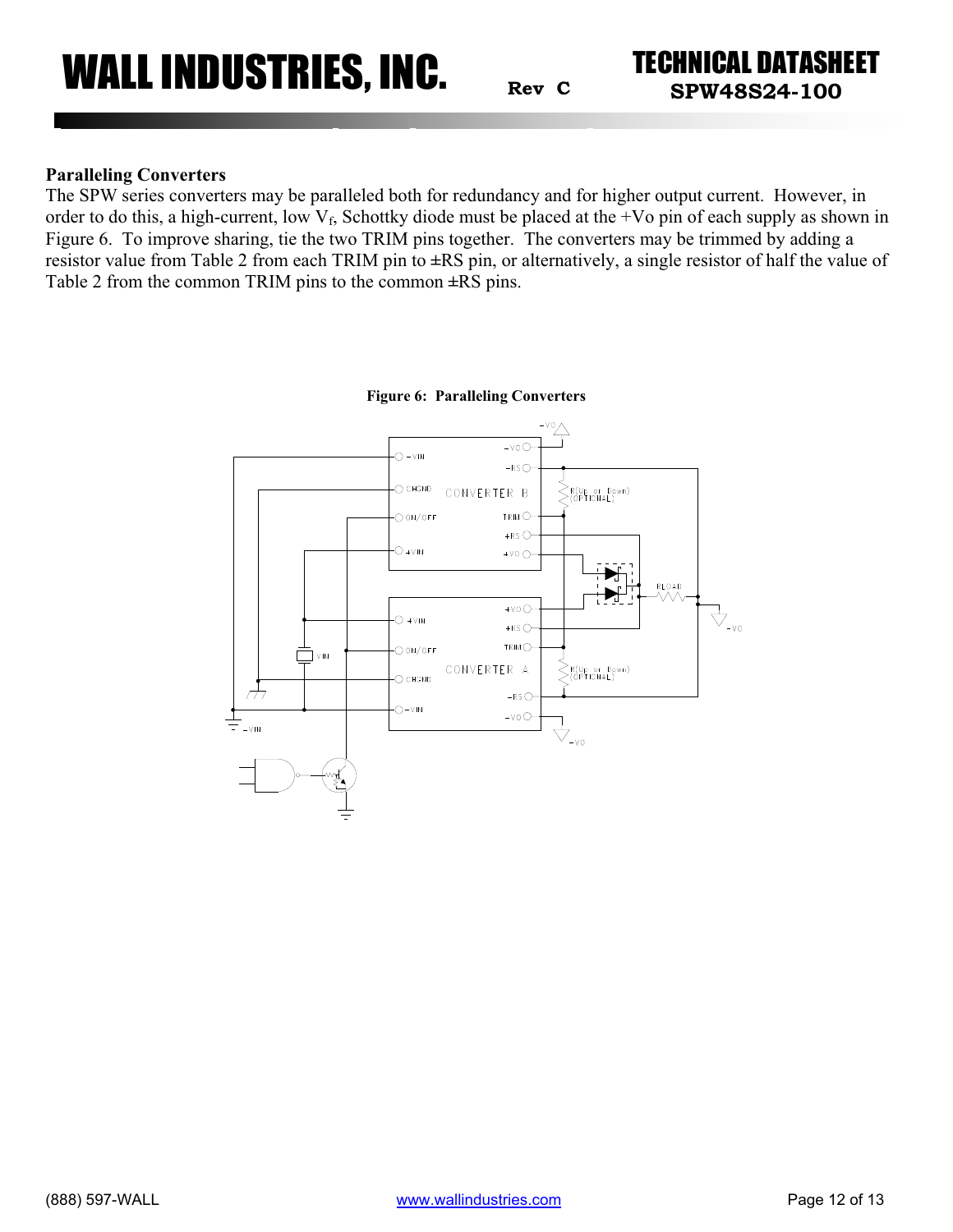## Paralleling Converters

The SPW series converters may be paralleled both for redundancy and for higher output current. However, in order to do this, a high-current, low $V_f$, Schottky diode must be placed at the +Vo pin of each supply as shown in Figure 6. To improve sharing, tie the two TRIM pins together. The converters may be trimmed by adding a resistor value from Table 2 from each TRIM pin to ±RS pin, or alternatively, a single resistor of half the value of Table 2 from the common TRIM pins to the common ±RS pins.

**Figure 6: Paralleling Converters**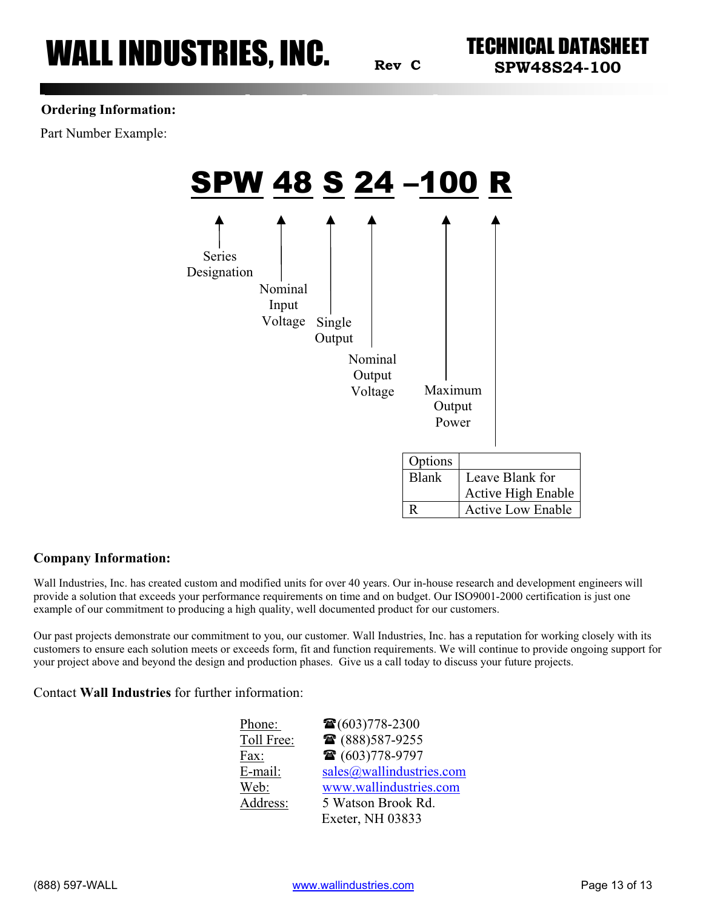### Ordering Information:

Part Number Example:

**SPW 48 S 24 –100 R**

- SPW — Series Designation
- 48 — Nominal Input Voltage
- S — Single Output
- 24 — Nominal Output Voltage
- 100 — Maximum Output Power
- R — Options

| Options | |
|---|---|
| Blank | Leave Blank for Active High Enable |
| R | Active Low Enable |

### Company Information:

Wall Industries, Inc. has created custom and modified units for over 40 years. Our in-house research and development engineers will provide a solution that exceeds your performance requirements on time and on budget. Our ISO9001-2000 certification is just one example of our commitment to producing a high quality, well documented product for our customers.

Our past projects demonstrate our commitment to you, our customer. Wall Industries, Inc. has a reputation for working closely with its customers to ensure each solution meets or exceeds form, fit and function requirements. We will continue to provide ongoing support for your project above and beyond the design and production phases. Give us a call today to discuss your future projects.

Contact **Wall Industries** for further information:

| | |
|---|---|
| Phone: | ☎(603)778-2300 |
| Toll Free: | ☎ (888)587-9255 |
| Fax: | ☎ (603)778-9797 |
| E-mail: | sales@wallindustries.com |
| Web: | www.wallindustries.com |
| Address: | 5 Watson Brook Rd. Exeter, NH 03833 |